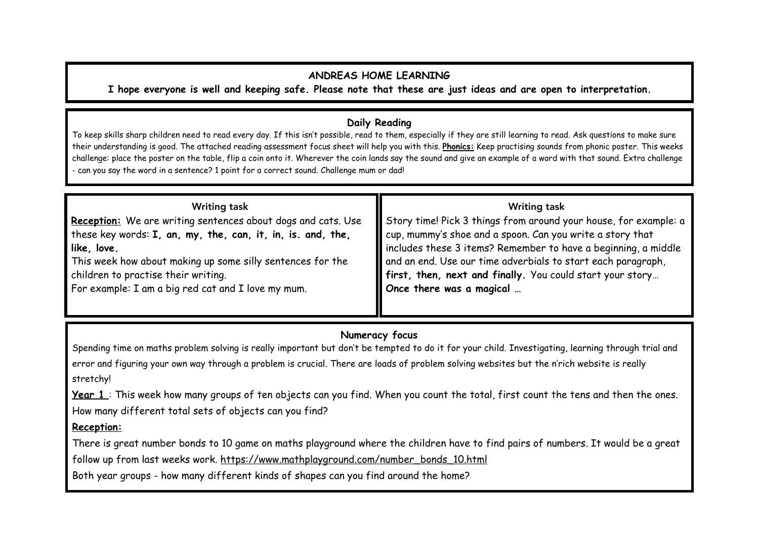# ANDREAS HOME LEARNING

**I hope everyone is well and keeping safe. Please note that these are just ideas and are open to interpretation.**

## Daily Reading

To keep skills sharp children need to read every day. If this isn't possible, read to them, especially if they are still learning to read. Ask questions to make sure their understanding is good. The attached reading assessment focus sheet will help you with this. **Phonics:** Keep practising sounds from phonic poster. This weeks challenge: place the poster on the table, flip a coin onto it. Wherever the coin lands say the sound and give an example of a word with that sound. Extra challenge - can you say the word in a sentence? 1 point for a correct sound. Challenge mum or dad!

## Writing task

**Reception:** We are writing sentences about dogs and cats. Use these key words: **I, an, my, the, can, it, in, is. and, the, like, love.**

This week how about making up some silly sentences for the children to practise their writing.

For example: I am a big red cat and I love my mum.

## Writing task

Story time! Pick 3 things from around your house, for example: a cup, mummy's shoe and a spoon. Can you write a story that includes these 3 items? Remember to have a beginning, a middle and an end. Use our time adverbials to start each paragraph, **first, then, next and finally.** You could start your story… **Once there was a magical …**

## Numeracy focus

Spending time on maths problem solving is really important but don't be tempted to do it for your child. Investigating, learning through trial and error and figuring your own way through a problem is crucial. There are loads of problem solving websites but the n'rich website is really stretchy!

**Year 1** : This week how many groups of ten objects can you find. When you count the total, first count the tens and then the ones. How many different total sets of objects can you find?

**Reception:**

There is great number bonds to 10 game on maths playground where the children have to find pairs of numbers. It would be a great follow up from last weeks work. https://www.mathplayground.com/number_bonds_10.html

Both year groups - how many different kinds of shapes can you find around the home?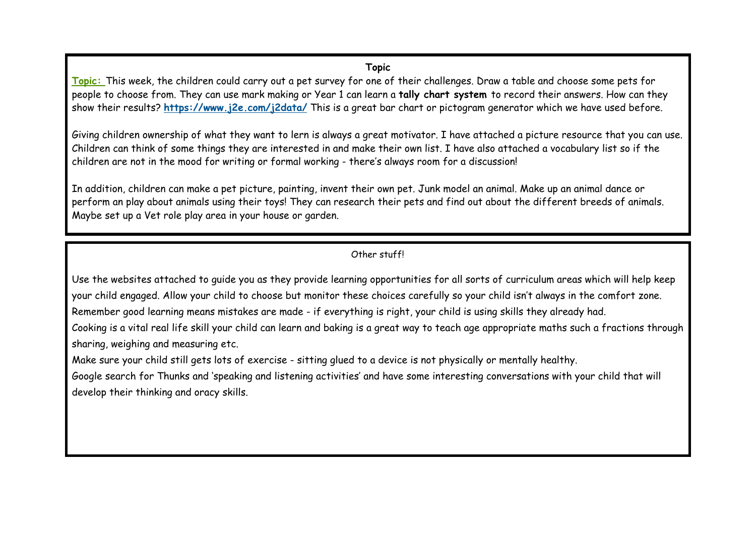## Topic

**Topic:** This week, the children could carry out a pet survey for one of their challenges. Draw a table and choose some pets for people to choose from. They can use mark making or Year 1 can learn a **tally chart system** to record their answers. How can they show their results? **https://www.j2e.com/j2data/** This is a great bar chart or pictogram generator which we have used before.

Giving children ownership of what they want to lern is always a great motivator. I have attached a picture resource that you can use. Children can think of some things they are interested in and make their own list. I have also attached a vocabulary list so if the children are not in the mood for writing or formal working - there's always room for a discussion!

In addition, children can make a pet picture, painting, invent their own pet. Junk model an animal. Make up an animal dance or perform an play about animals using their toys! They can research their pets and find out about the different breeds of animals. Maybe set up a Vet role play area in your house or garden.

## Other stuff!

Use the websites attached to guide you as they provide learning opportunities for all sorts of curriculum areas which will help keep your child engaged. Allow your child to choose but monitor these choices carefully so your child isn't always in the comfort zone.

Remember good learning means mistakes are made - if everything is right, your child is using skills they already had.

Cooking is a vital real life skill your child can learn and baking is a great way to teach age appropriate maths such a fractions through sharing, weighing and measuring etc.

Make sure your child still gets lots of exercise - sitting glued to a device is not physically or mentally healthy.

Google search for Thunks and 'speaking and listening activities' and have some interesting conversations with your child that will develop their thinking and oracy skills.